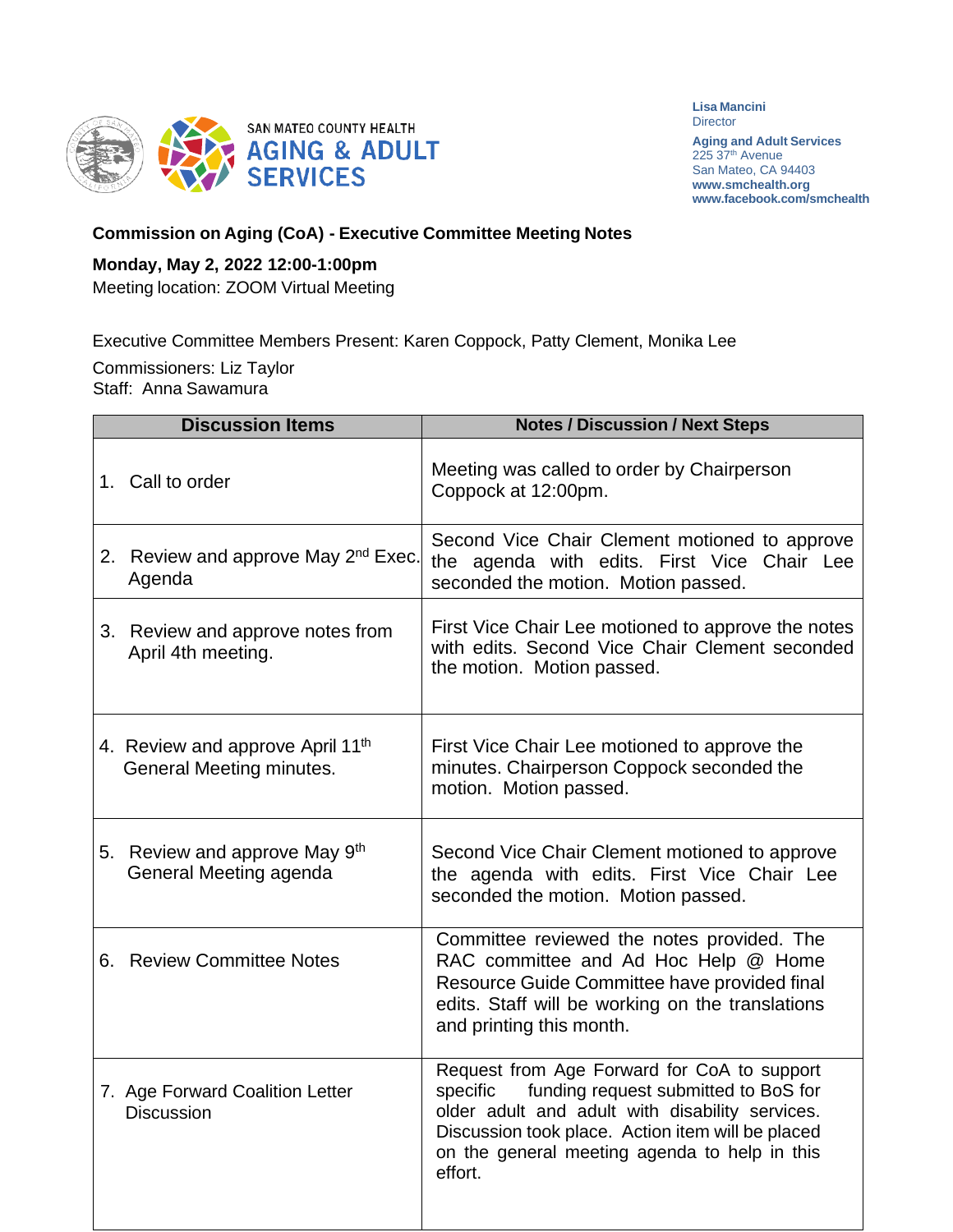SAN MATEO COUNTY HEALTH
AGING & ADULT SERVICES

**Lisa Mancini**
Director

**Aging and Adult Services**
225 37th Avenue
San Mateo, CA 94403
**www.smchealth.org**
**www.facebook.com/smchealth**

**Commission on Aging (CoA) - Executive Committee Meeting Notes**

**Monday, May 2, 2022 12:00-1:00pm**
Meeting location: ZOOM Virtual Meeting

Executive Committee Members Present: Karen Coppock, Patty Clement, Monika Lee

Commissioners: Liz Taylor
Staff: Anna Sawamura

| Discussion Items | Notes / Discussion / Next Steps |
|---|---|
| 1. Call to order | Meeting was called to order by Chairperson Coppock at 12:00pm. |
| 2. Review and approve May 2nd Exec. Agenda | Second Vice Chair Clement motioned to approve the agenda with edits. First Vice Chair Lee seconded the motion. Motion passed. |
| 3. Review and approve notes from April 4th meeting. | First Vice Chair Lee motioned to approve the notes with edits. Second Vice Chair Clement seconded the motion. Motion passed. |
| 4. Review and approve April 11th General Meeting minutes. | First Vice Chair Lee motioned to approve the minutes. Chairperson Coppock seconded the motion. Motion passed. |
| 5. Review and approve May 9th General Meeting agenda | Second Vice Chair Clement motioned to approve the agenda with edits. First Vice Chair Lee seconded the motion. Motion passed. |
| 6. Review Committee Notes | Committee reviewed the notes provided. The RAC committee and Ad Hoc Help @ Home Resource Guide Committee have provided final edits. Staff will be working on the translations and printing this month. |
| 7. Age Forward Coalition Letter Discussion | Request from Age Forward for CoA to support specific funding request submitted to BoS for older adult and adult with disability services. Discussion took place. Action item will be placed on the general meeting agenda to help in this effort. |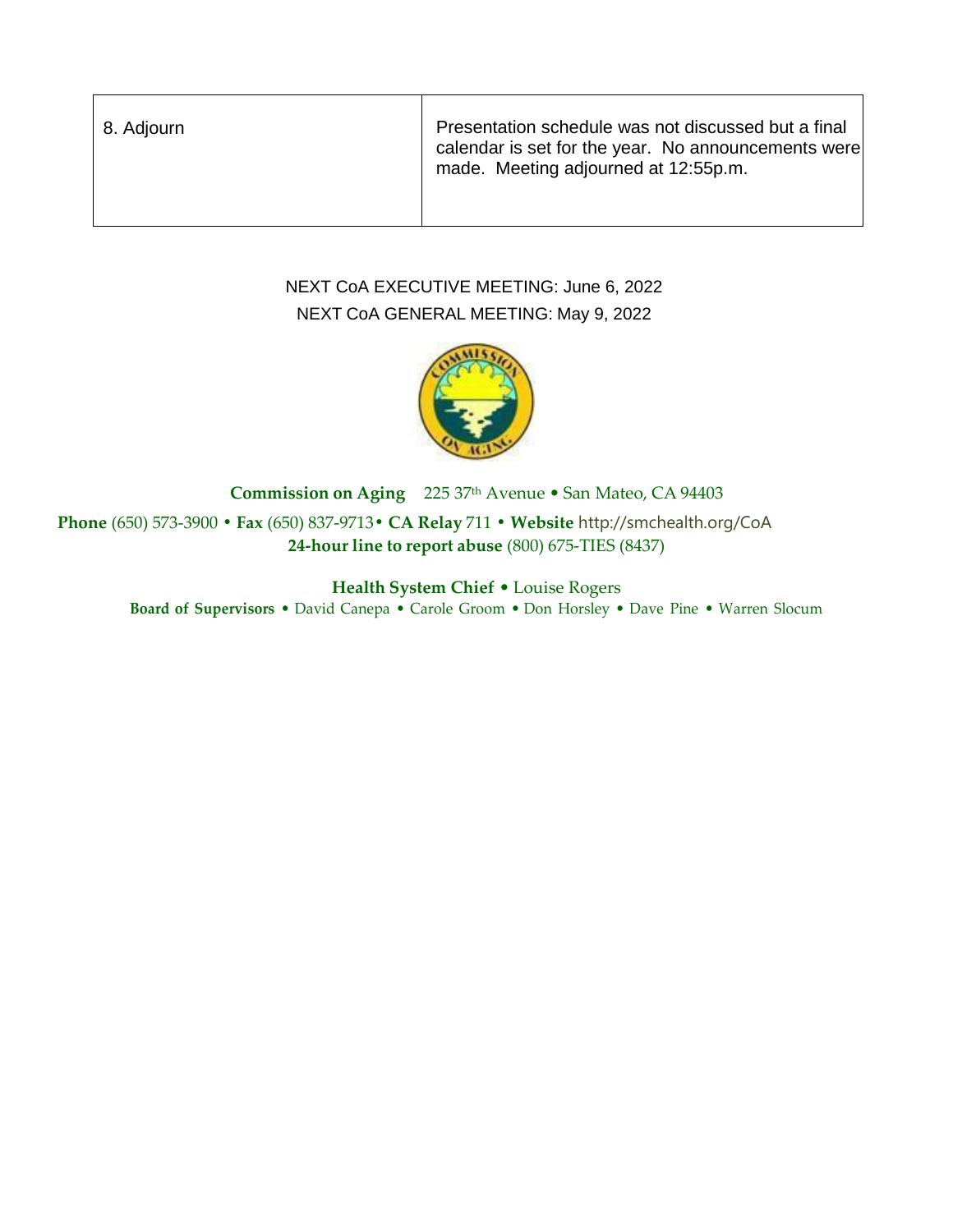| | |
|---|---|
| 8. Adjourn | Presentation schedule was not discussed but a final calendar is set for the year. No announcements were made. Meeting adjourned at 12:55p.m. |

NEXT CoA EXECUTIVE MEETING: June 6, 2022

NEXT CoA GENERAL MEETING: May 9, 2022

**Commission on Aging** 225 37th Avenue • San Mateo, CA 94403

**Phone** (650) 573-3900 • **Fax** (650) 837-9713• **CA Relay** 711 • **Website** http://smchealth.org/CoA

**24-hour line to report abuse** (800) 675-TIES (8437)

**Health System Chief** • Louise Rogers

**Board of Supervisors** • David Canepa • Carole Groom • Don Horsley • Dave Pine • Warren Slocum